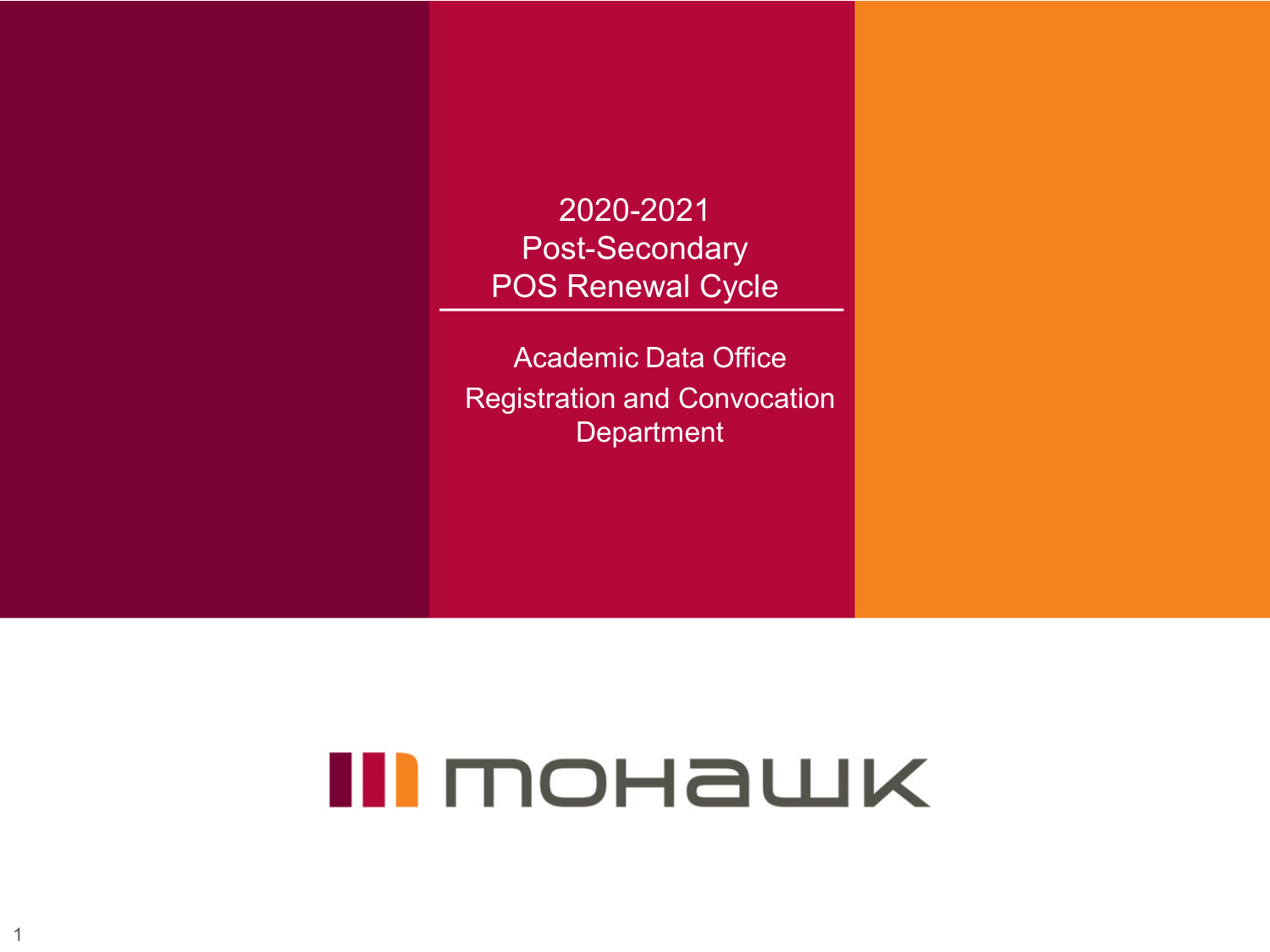# 2020-2021 Post-Secondary POS Renewal Cycle

Academic Data Office

Registration and Convocation Department

mohawk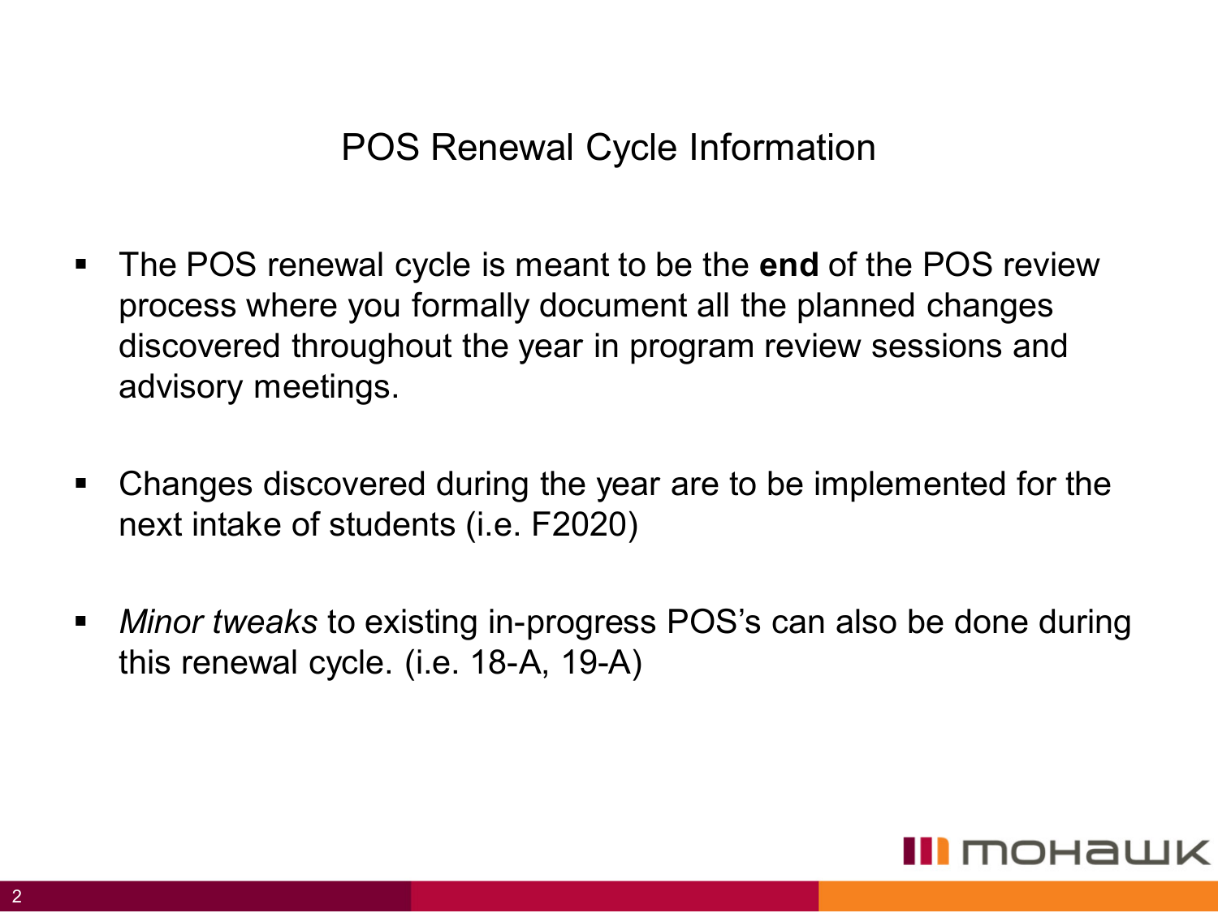# POS Renewal Cycle Information

- The POS renewal cycle is meant to be the **end** of the POS review process where you formally document all the planned changes discovered throughout the year in program review sessions and advisory meetings.

- Changes discovered during the year are to be implemented for the next intake of students (i.e. F2020)

- *Minor tweaks* to existing in-progress POS's can also be done during this renewal cycle. (i.e. 18-A, 19-A)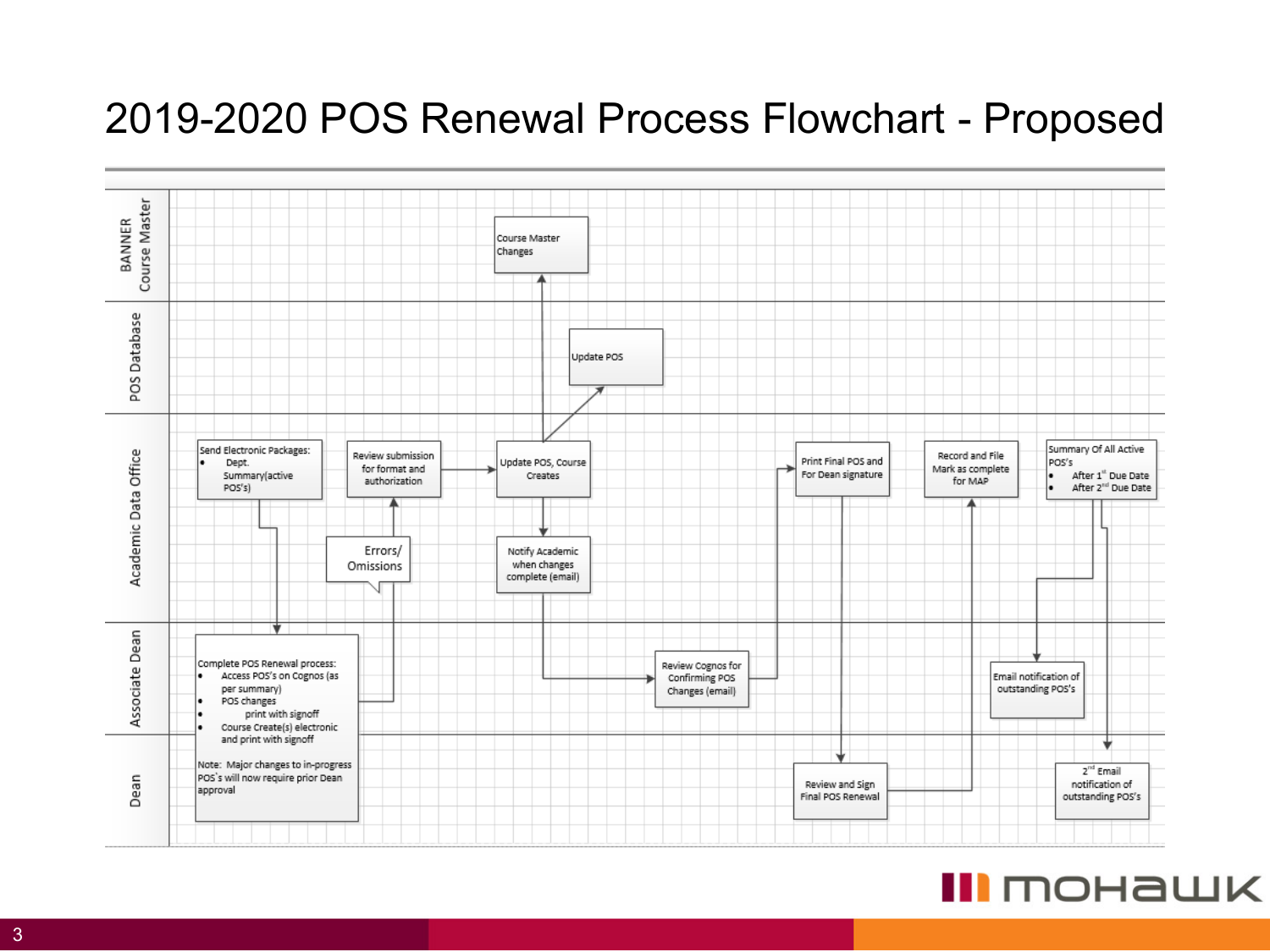# 2019-2020 POS Renewal Process Flowchart - Proposed

**BANNER Course Master**

- Course Master Changes

**POS Database**

- Update POS

**Academic Data Office**

- Send Electronic Packages:
  - Dept. Summary(active POS's)
- Review submission for format and authorization
- Errors/ Omissions
- Update POS, Course Creates
- Notify Academic when changes complete (email)
- Print Final POS and For Dean signature
- Record and File Mark as complete for MAP
- Summary Of All Active POS's
  - After 1st Due Date
  - After 2nd Due Date

**Associate Dean**

- Complete POS Renewal process:
  - Access POS's on Cognos (as per summary)
  - POS changes
  - print with signoff
  - Course Create(s) electronic and print with signoff

  Note: Major changes to in-progress POS's will now require prior Dean approval
- Review Cognos for Confirming POS Changes (email)
- Email notification of outstanding POS's

**Dean**

- Review and Sign Final POS Renewal
- 2nd Email notification of outstanding POS's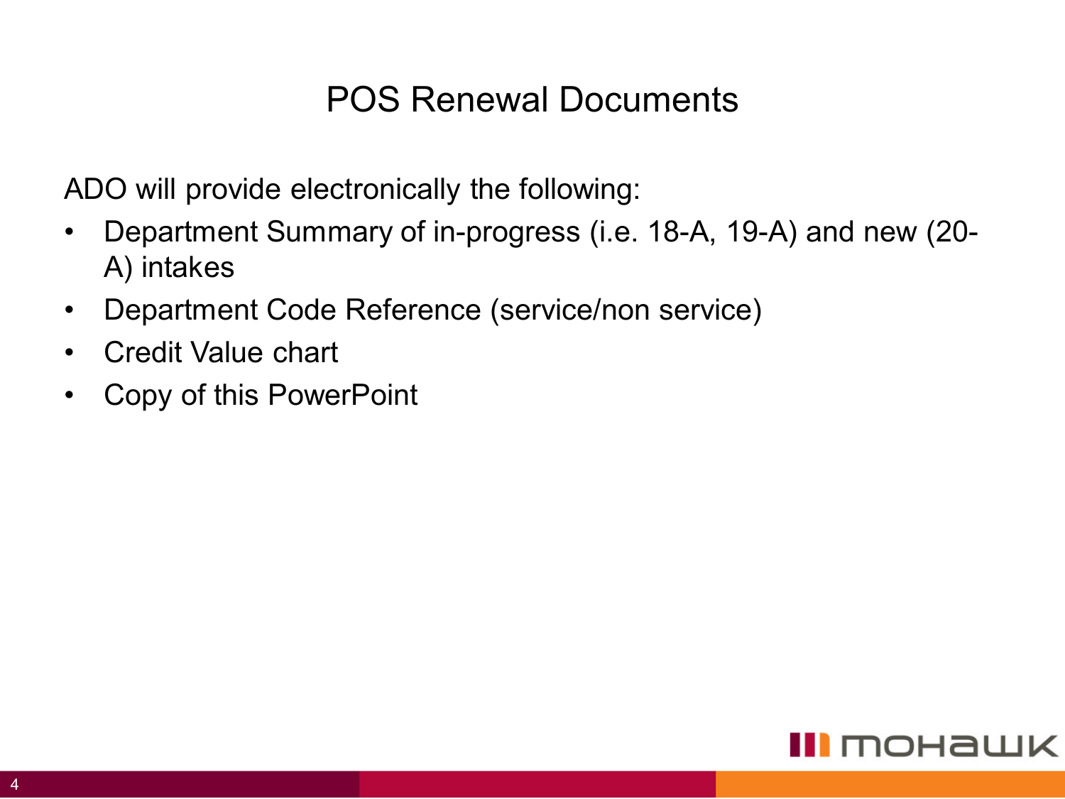# POS Renewal Documents

ADO will provide electronically the following:

- Department Summary of in-progress (i.e. 18-A, 19-A) and new (20-A) intakes
- Department Code Reference (service/non service)
- Credit Value chart
- Copy of this PowerPoint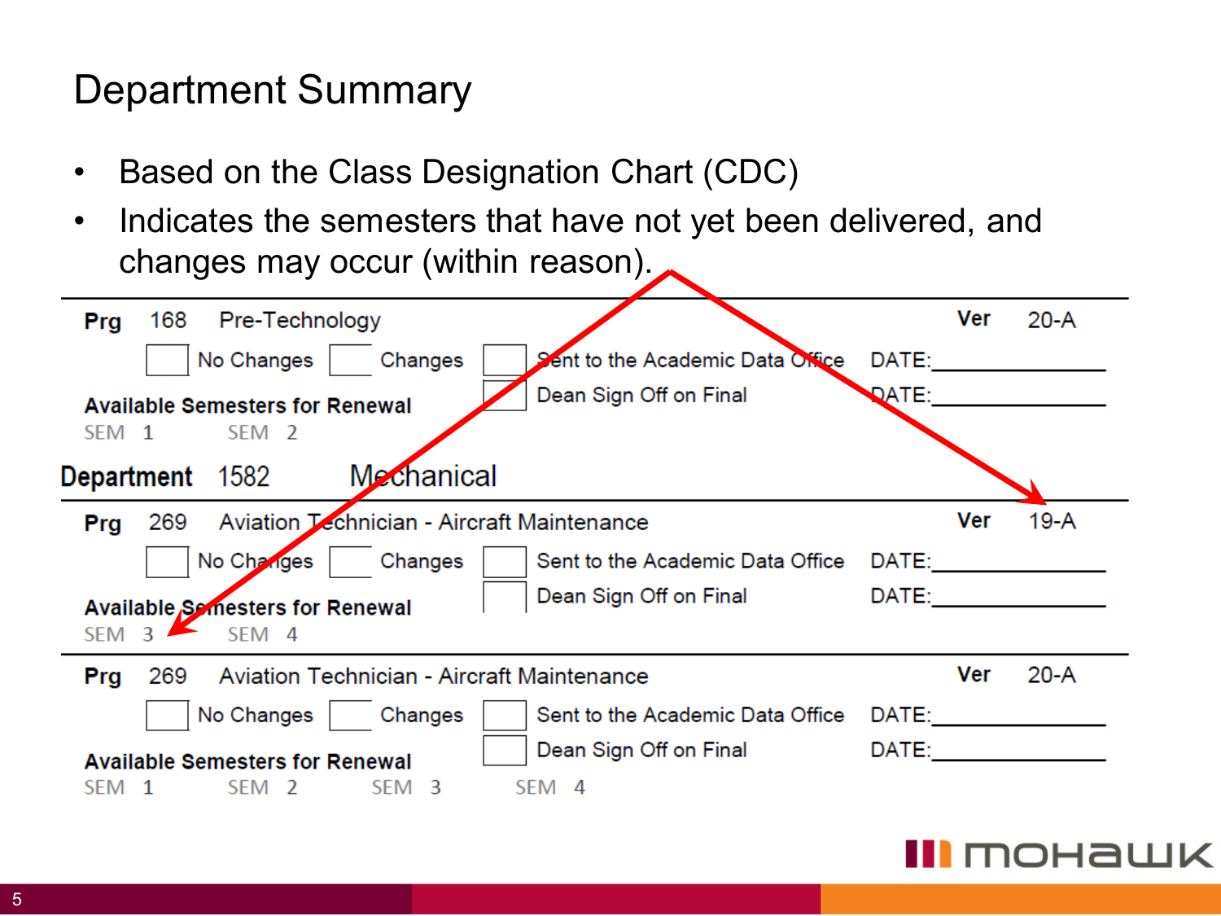# Department Summary

- Based on the Class Designation Chart (CDC)
- Indicates the semesters that have not yet been delivered, and changes may occur (within reason).

---

**Prg** 168 Pre-Technology **Ver** 20-A

☐ No Changes ☐ Changes ☐ Sent to the Academic Data Office DATE:____________

☐ Dean Sign Off on Final DATE:____________

**Available Semesters for Renewal**

SEM 1 SEM 2

**Department** 1582 Mechanical

---

**Prg** 269 Aviation Technician - Aircraft Maintenance **Ver** 19-A

☐ No Changes ☐ Changes ☐ Sent to the Academic Data Office DATE:____________

☐ Dean Sign Off on Final DATE:____________

**Available Semesters for Renewal**

SEM 3 SEM 4

---

**Prg** 269 Aviation Technician - Aircraft Maintenance **Ver** 20-A

☐ No Changes ☐ Changes ☐ Sent to the Academic Data Office DATE:____________

☐ Dean Sign Off on Final DATE:____________

**Available Semesters for Renewal**

SEM 1 SEM 2 SEM 3 SEM 4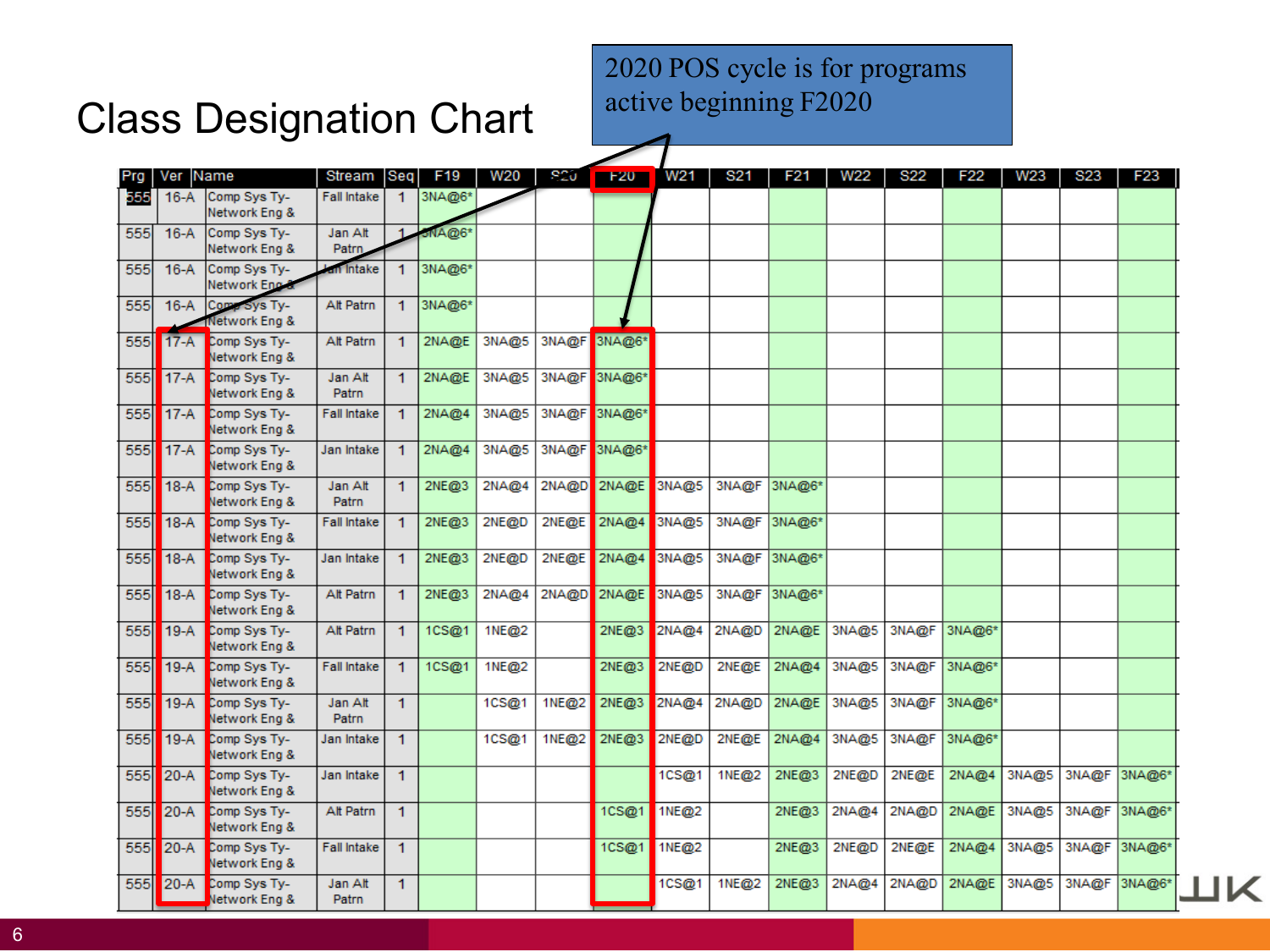# Class Designation Chart

2020 POS cycle is for programs active beginning F2020

| Prg | Ver | Name | Stream | Seq | F19 | W20 | S20 | F20 | W21 | S21 | F21 | W22 | S22 | F22 | W23 | S23 | F23 |
|---|---|---|---|---|---|---|---|---|---|---|---|---|---|---|---|---|---|
| 555 | 16-A | Comp Sys Ty-Network Eng & | Fall Intake | 1 | 3NA@6* | | | | | | | | | | | | |
| 555 | 16-A | Comp Sys Ty-Network Eng & | Jan Alt Patrn | 1 | 3NA@6* | | | | | | | | | | | | |
| 555 | 16-A | Comp Sys Ty-Network Eng & | Jan Intake | 1 | 3NA@6* | | | | | | | | | | | | |
| 555 | 16-A | Comp Sys Ty-Network Eng & | Alt Patrn | 1 | 3NA@6* | | | | | | | | | | | | |
| 555 | 17-A | Comp Sys Ty-Network Eng & | Alt Patrn | 1 | 2NA@E | 3NA@5 | 3NA@F | 3NA@6* | | | | | | | | | |
| 555 | 17-A | Comp Sys Ty-Network Eng & | Jan Alt Patrn | 1 | 2NA@E | 3NA@5 | 3NA@F | 3NA@6* | | | | | | | | | |
| 555 | 17-A | Comp Sys Ty-Network Eng & | Fall Intake | 1 | 2NA@4 | 3NA@5 | 3NA@F | 3NA@6* | | | | | | | | | |
| 555 | 17-A | Comp Sys Ty-Network Eng & | Jan Intake | 1 | 2NA@4 | 3NA@5 | 3NA@F | 3NA@6* | | | | | | | | | |
| 555 | 18-A | Comp Sys Ty-Network Eng & | Jan Alt Patrn | 1 | 2NE@3 | 2NA@4 | 2NA@D | 2NA@E | 3NA@5 | 3NA@F | 3NA@6* | | | | | | |
| 555 | 18-A | Comp Sys Ty-Network Eng & | Fall Intake | 1 | 2NE@3 | 2NE@D | 2NE@E | 2NA@4 | 3NA@5 | 3NA@F | 3NA@6* | | | | | | |
| 555 | 18-A | Comp Sys Ty-Network Eng & | Jan Intake | 1 | 2NE@3 | 2NE@D | 2NE@E | 2NA@4 | 3NA@5 | 3NA@F | 3NA@6* | | | | | | |
| 555 | 18-A | Comp Sys Ty-Network Eng & | Alt Patrn | 1 | 2NE@3 | 2NA@4 | 2NA@D | 2NA@E | 3NA@5 | 3NA@F | 3NA@6* | | | | | | |
| 555 | 19-A | Comp Sys Ty-Network Eng & | Alt Patrn | 1 | 1CS@1 | 1NE@2 | | 2NE@3 | 2NA@4 | 2NA@D | 2NA@E | 3NA@5 | 3NA@F | 3NA@6* | | | |
| 555 | 19-A | Comp Sys Ty-Network Eng & | Fall Intake | 1 | 1CS@1 | 1NE@2 | | 2NE@3 | 2NE@D | 2NE@E | 2NA@4 | 3NA@5 | 3NA@F | 3NA@6* | | | |
| 555 | 19-A | Comp Sys Ty-Network Eng & | Jan Alt Patrn | 1 | | 1CS@1 | 1NE@2 | 2NE@3 | 2NA@4 | 2NA@D | 2NA@E | 3NA@5 | 3NA@F | 3NA@6* | | | |
| 555 | 19-A | Comp Sys Ty-Network Eng & | Jan Intake | 1 | | 1CS@1 | 1NE@2 | 2NE@3 | 2NE@D | 2NE@E | 2NA@4 | 3NA@5 | 3NA@F | 3NA@6* | | | |
| 555 | 20-A | Comp Sys Ty-Network Eng & | Jan Intake | 1 | | | | | 1CS@1 | 1NE@2 | 2NE@3 | 2NE@D | 2NE@E | 2NA@4 | 3NA@5 | 3NA@F | 3NA@6* |
| 555 | 20-A | Comp Sys Ty-Network Eng & | Alt Patrn | 1 | | | | 1CS@1 | 1NE@2 | | 2NE@3 | 2NA@4 | 2NA@D | 2NA@E | 3NA@5 | 3NA@F | 3NA@6* |
| 555 | 20-A | Comp Sys Ty-Network Eng & | Fall Intake | 1 | | | | 1CS@1 | 1NE@2 | | 2NE@3 | 2NE@D | 2NE@E | 2NA@4 | 3NA@5 | 3NA@F | 3NA@6* |
| 555 | 20-A | Comp Sys Ty-Network Eng & | Jan Alt Patrn | 1 | | | | | 1CS@1 | 1NE@2 | 2NE@3 | 2NA@4 | 2NA@D | 2NA@E | 3NA@5 | 3NA@F | 3NA@6* |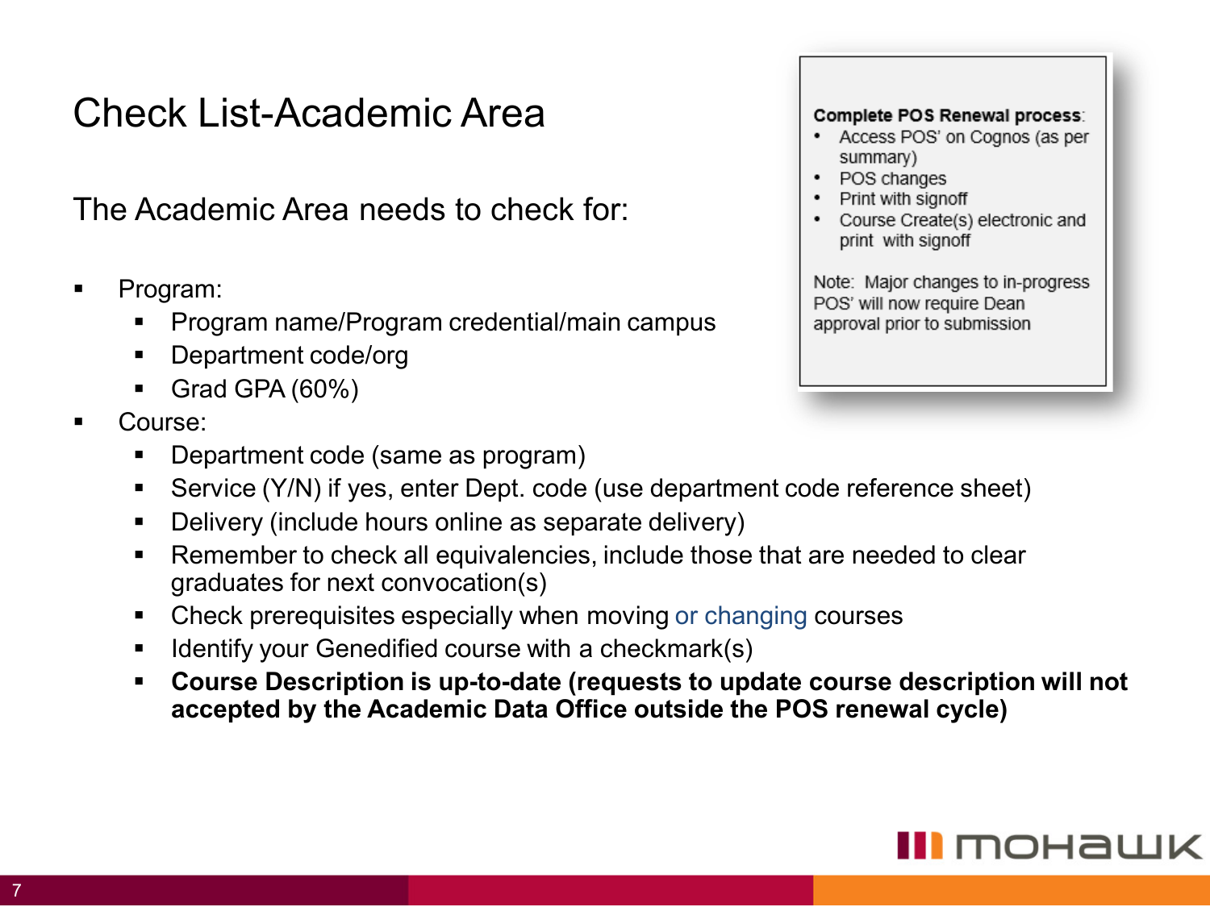# Check List-Academic Area

The Academic Area needs to check for:

- Program:
  - Program name/Program credential/main campus
  - Department code/org
  - Grad GPA (60%)
- Course:
  - Department code (same as program)
  - Service (Y/N) if yes, enter Dept. code (use department code reference sheet)
  - Delivery (include hours online as separate delivery)
  - Remember to check all equivalencies, include those that are needed to clear graduates for next convocation(s)
  - Check prerequisites especially when moving or changing courses
  - Identify your Genedified course with a checkmark(s)
  - **Course Description is up-to-date (requests to update course description will not accepted by the Academic Data Office outside the POS renewal cycle)**

**Complete POS Renewal process**:

- Access POS' on Cognos (as per summary)
- POS changes
- Print with signoff
- Course Create(s) electronic and print with signoff

Note: Major changes to in-progress POS' will now require Dean approval prior to submission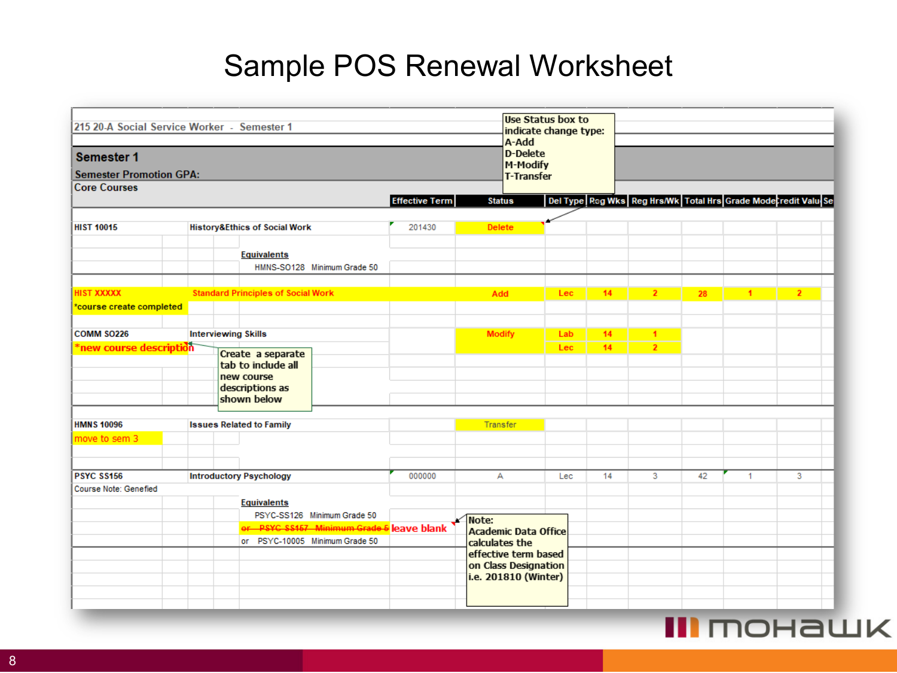# Sample POS Renewal Worksheet

215 20-A Social Service Worker - Semester 1

**Semester 1**

Semester Promotion GPA:

Core Courses

> Use Status box to indicate change type:
> A-Add
> D-Delete
> M-Modify
> T-Transfer

| Course | Title | Effective Term | Status | Del Type | Reg Wks | Reg Hrs/Wk | Total Hrs | Grade Mode | Credit Valu | Se |
|---|---|---|---|---|---|---|---|---|---|---|
| HIST 10015 | History&Ethics of Social Work | 201430 | Delete | | | | | | | |
| | Equivalents | | | | | | | | | |
| | HMNS-SO128 Minimum Grade 50 | | | | | | | | | |
| HIST XXXXX | Standard Principles of Social Work | | Add | Lec | 14 | 2 | 28 | 1 | 2 | |
| *course create completed | | | | | | | | | | |
| COMM SO226 | Interviewing Skills | | Modify | Lab | 14 | 1 | | | | |
| *new course description | | | | Lec | 14 | 2 | | | | |
| HMNS 10096 | Issues Related to Family | | Transfer | | | | | | | |
| move to sem 3 | | | | | | | | | | |
| PSYC SS156 | Introductory Psychology | 000000 | A | Lec | 14 | 3 | 42 | 1 | 3 | |
| Course Note: Genefied | | | | | | | | | | |
| | Equivalents | | | | | | | | | |
| | PSYC-SS126 Minimum Grade 50 | | | | | | | | | |
| | ~~or PSYC-SS157 Minimum Grade 5~~ leave blank | | | | | | | | | |
| | or PSYC-10005 Minimum Grade 50 | | | | | | | | | |

> Create a separate tab to include all new course descriptions as shown below

> Note:
> Academic Data Office calculates the effective term based on Class Designation i.e. 201810 (Winter)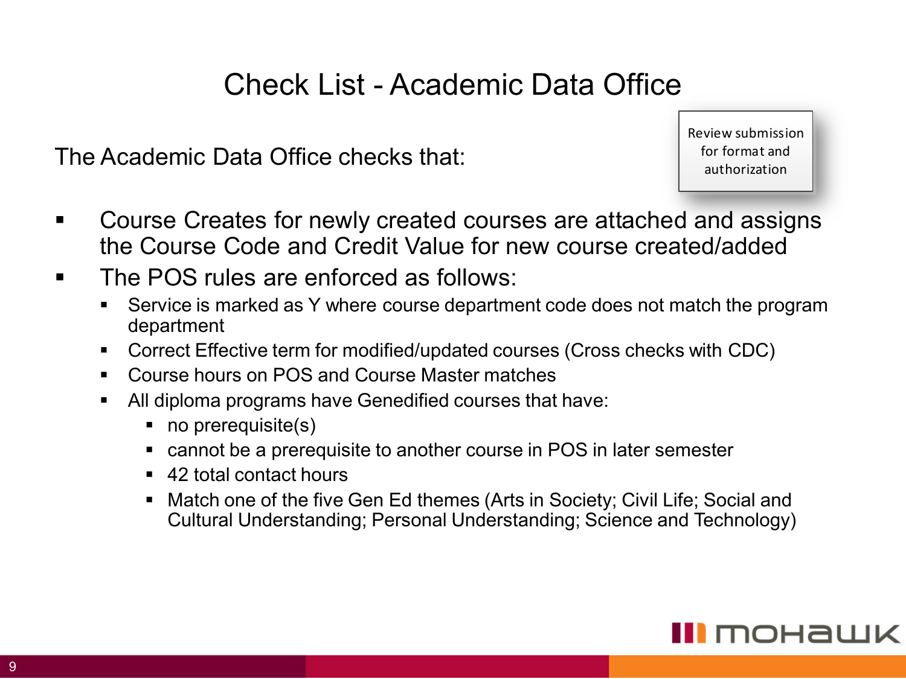# Check List - Academic Data Office

Review submission for format and authorization

The Academic Data Office checks that:

- Course Creates for newly created courses are attached and assigns the Course Code and Credit Value for new course created/added
- The POS rules are enforced as follows:
  - Service is marked as Y where course department code does not match the program department
  - Correct Effective term for modified/updated courses (Cross checks with CDC)
  - Course hours on POS and Course Master matches
  - All diploma programs have Genedified courses that have:
    - no prerequisite(s)
    - cannot be a prerequisite to another course in POS in later semester
    - 42 total contact hours
    - Match one of the five Gen Ed themes (Arts in Society; Civil Life; Social and Cultural Understanding; Personal Understanding; Science and Technology)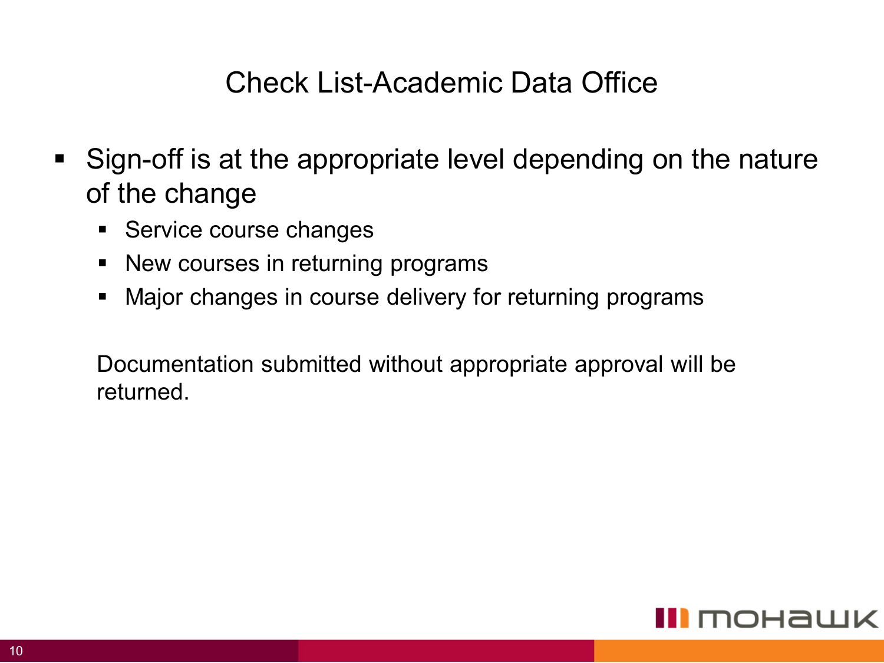# Check List-Academic Data Office

- Sign-off is at the appropriate level depending on the nature of the change
  - Service course changes
  - New courses in returning programs
  - Major changes in course delivery for returning programs

Documentation submitted without appropriate approval will be returned.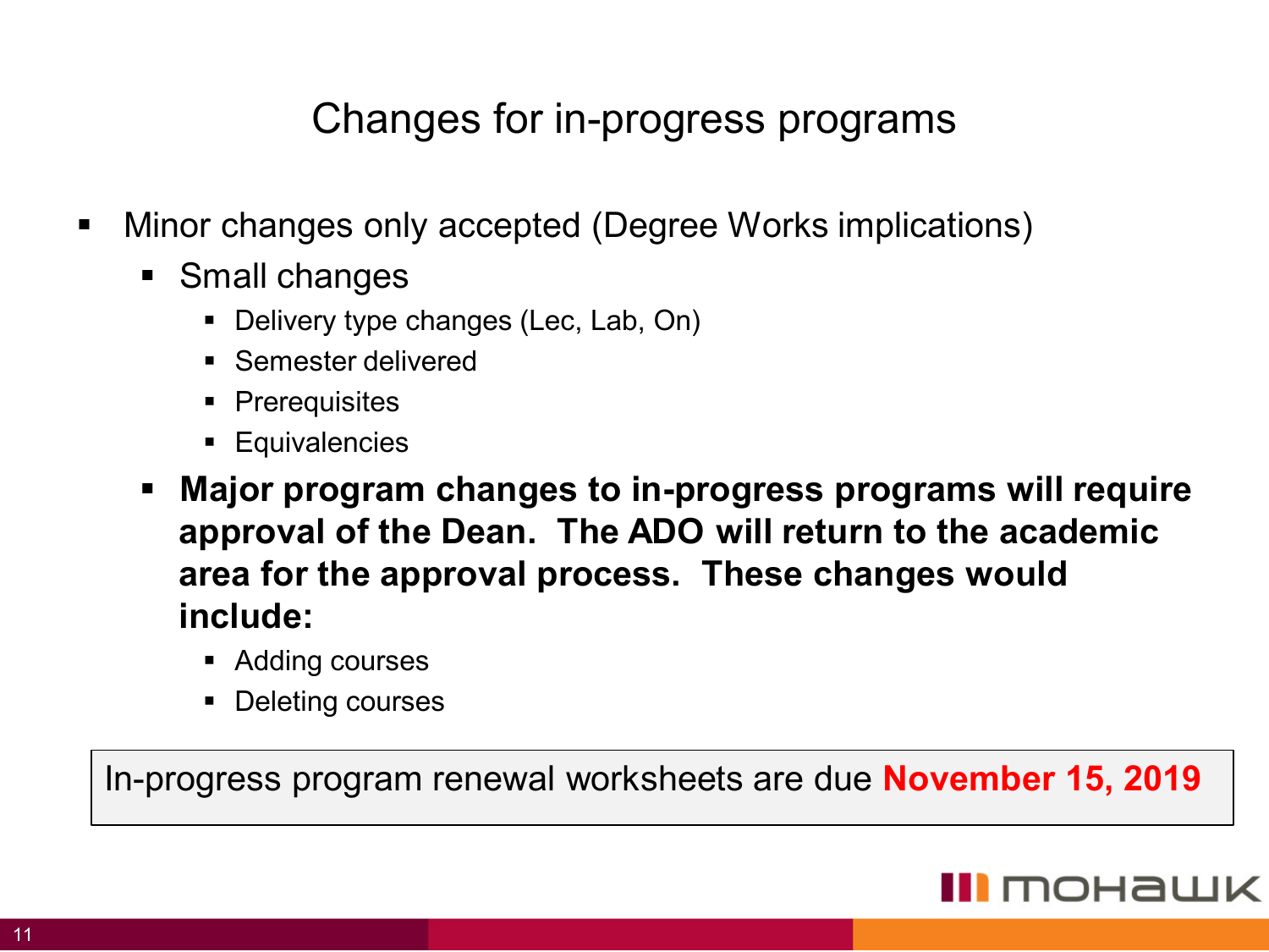# Changes for in-progress programs

- Minor changes only accepted (Degree Works implications)
  - Small changes
    - Delivery type changes (Lec, Lab, On)
    - Semester delivered
    - Prerequisites
    - Equivalencies
  - **Major program changes to in-progress programs will require approval of the Dean. The ADO will return to the academic area for the approval process. These changes would include:**
    - Adding courses
    - Deleting courses

In-progress program renewal worksheets are due **November 15, 2019**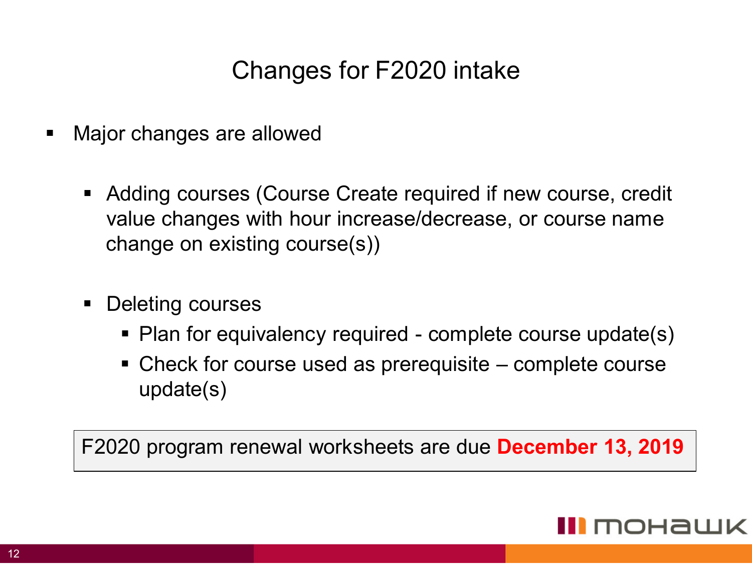# Changes for F2020 intake

- Major changes are allowed
  - Adding courses (Course Create required if new course, credit value changes with hour increase/decrease, or course name change on existing course(s))
  - Deleting courses
    - Plan for equivalency required - complete course update(s)
    - Check for course used as prerequisite – complete course update(s)

F2020 program renewal worksheets are due **December 13, 2019**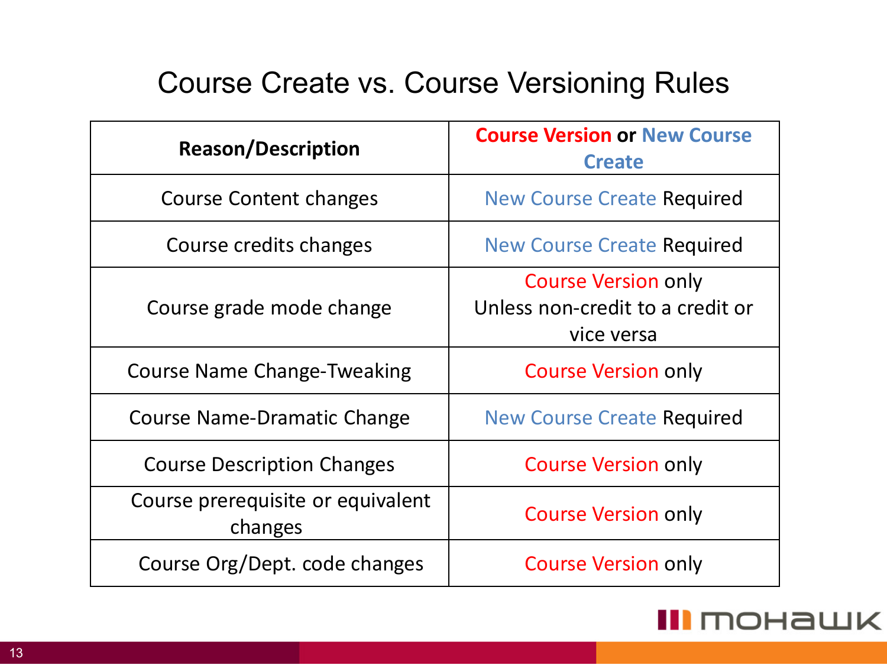# Course Create vs. Course Versioning Rules

| Reason/Description | Course Version or New Course Create |
|---|---|
| Course Content changes | New Course Create Required |
| Course credits changes | New Course Create Required |
| Course grade mode change | Course Version only Unless non-credit to a credit or vice versa |
| Course Name Change-Tweaking | Course Version only |
| Course Name-Dramatic Change | New Course Create Required |
| Course Description Changes | Course Version only |
| Course prerequisite or equivalent changes | Course Version only |
| Course Org/Dept. code changes | Course Version only |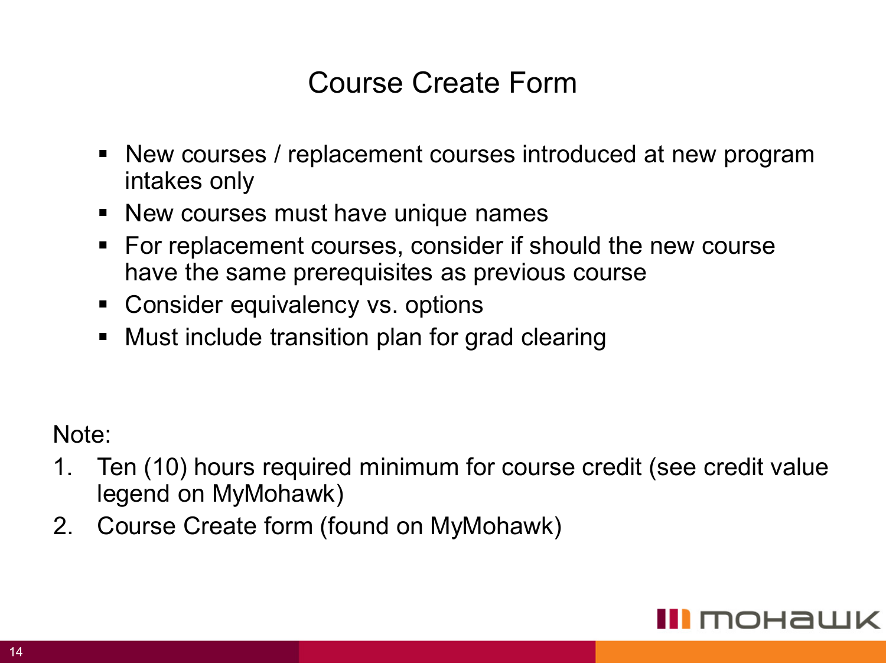# Course Create Form

- New courses / replacement courses introduced at new program intakes only
- New courses must have unique names
- For replacement courses, consider if should the new course have the same prerequisites as previous course
- Consider equivalency vs. options
- Must include transition plan for grad clearing

Note:

1. Ten (10) hours required minimum for course credit (see credit value legend on MyMohawk)
2. Course Create form (found on MyMohawk)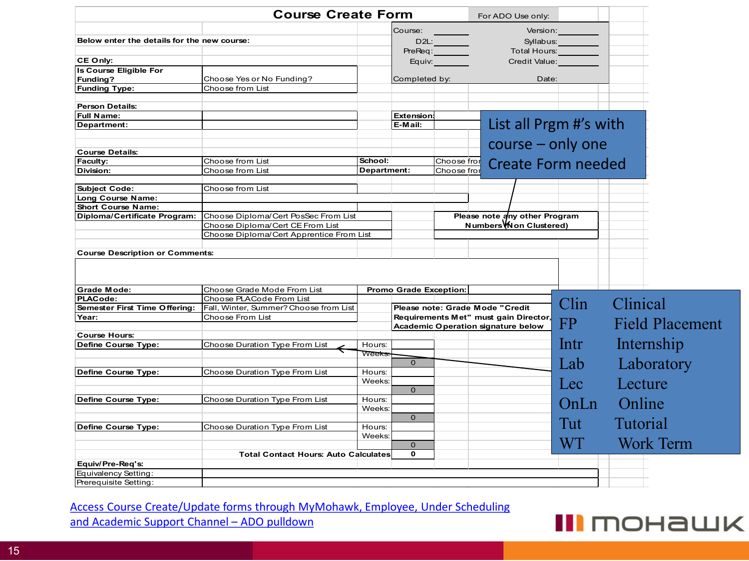# Course Create Form

**For ADO Use only:**

| | | | |
|---|---|---|---|
| Course: | | Version: | |
| D2L: | | Syllabus: | |
| PreReq: | | Total Hours: | |
| Equiv: | | Credit Value: | |
| Completed by: | | Date: | |

**Below enter the details for the new course:**

**CE Only:**

| | |
|---|---|
| **Is Course Eligible For Funding?** | Choose Yes or No Funding? |
| **Funding Type:** | Choose from List |

**Person Details:**

| | | | |
|---|---|---|---|
| **Full Name:** | | **Extension:** | |
| **Department:** | | **E-Mail:** | |

**Course Details:**

| | | | |
|---|---|---|---|
| **Faculty:** | Choose from List | **School:** | Choose fro |
| **Division:** | Choose from List | **Department:** | Choose fro |

| | |
|---|---|
| **Subject Code:** | Choose from List |
| **Long Course Name:** | |
| **Short Course Name:** | |
| **Diploma/Certificate Program:** | Choose Diploma/Cert PosSec From List |
| | Choose Diploma/Cert CE From List |
| | Choose Diploma/Cert Apprentice From List |

**Please note any other Program Numbers (Non Clustered)**

List all Prgm #'s with course – only one Create Form needed

**Course Description or Comments:**

| | | | |
|---|---|---|---|
| **Grade Mode:** | Choose Grade Mode From List | **Promo Grade Exception:** | |
| **PLACode:** | Choose PLACode From List | | |
| **Semester First Time Offering:** | Fall, Winter, Summer? Choose from List | | |
| **Year:** | Choose From List | | |

**Please note: Grade Mode "Credit Requirements Met" must gain Director, Academic Operation signature below**

**Course Hours:**

| | | | |
|---|---|---|---|
| **Define Course Type:** | Choose Duration Type From List | Hours: | |
| | | Weeks: | |
| | | | 0 |
| **Define Course Type:** | Choose Duration Type From List | Hours: | |
| | | Weeks: | |
| | | | 0 |
| **Define Course Type:** | Choose Duration Type From List | Hours: | |
| | | Weeks: | |
| | | | 0 |
| **Define Course Type:** | Choose Duration Type From List | Hours: | |
| | | Weeks: | |
| | | | 0 |
| | **Total Contact Hours: Auto Calculates** | | **0** |

| Code | Type |
|---|---|
| Clin | Clinical |
| FP | Field Placement |
| Intr | Internship |
| Lab | Laboratory |
| Lec | Lecture |
| OnLn | Online |
| Tut | Tutorial |
| WT | Work Term |

**Equiv/Pre-Req's:**

| | |
|---|---|
| Equivalency Setting: | |
| Prerequisite Setting: | |

Access Course Create/Update forms through MyMohawk, Employee, Under Scheduling and Academic Support Channel – ADO pulldown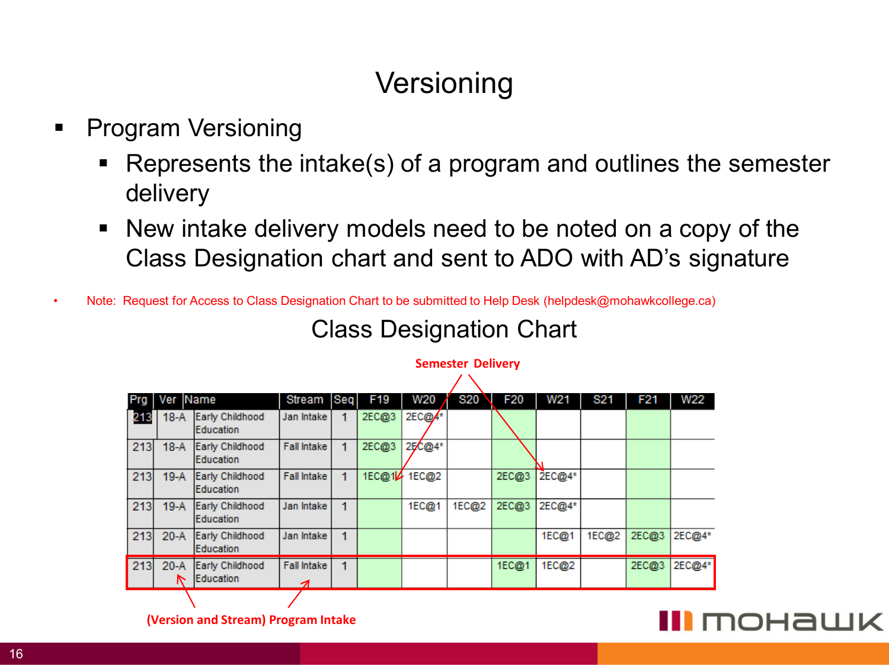# Versioning

- Program Versioning
  - Represents the intake(s) of a program and outlines the semester delivery
  - New intake delivery models need to be noted on a copy of the Class Designation chart and sent to ADO with AD's signature

- Note: Request for Access to Class Designation Chart to be submitted to Help Desk (helpdesk@mohawkcollege.ca)

## Class Designation Chart

**Semester Delivery**

| Prg | Ver | Name | Stream | Seq | F19 | W20 | S20 | F20 | W21 | S21 | F21 | W22 |
|---|---|---|---|---|---|---|---|---|---|---|---|---|
| 213 | 18-A | Early Childhood Education | Jan Intake | 1 | 2EC@3 | 2EC@4* | | | | | | |
| 213 | 18-A | Early Childhood Education | Fall Intake | 1 | 2EC@3 | 2EC@4* | | | | | | |
| 213 | 19-A | Early Childhood Education | Fall Intake | 1 | 1EC@1 | 1EC@2 | | 2EC@3 | 2EC@4* | | | |
| 213 | 19-A | Early Childhood Education | Jan Intake | 1 | | 1EC@1 | 1EC@2 | 2EC@3 | 2EC@4* | | | |
| 213 | 20-A | Early Childhood Education | Jan Intake | 1 | | | | | 1EC@1 | 1EC@2 | 2EC@3 | 2EC@4* |
| 213 | 20-A | Early Childhood Education | Fall Intake | 1 | | | | 1EC@1 | 1EC@2 | | 2EC@3 | 2EC@4* |

**(Version and Stream) Program Intake**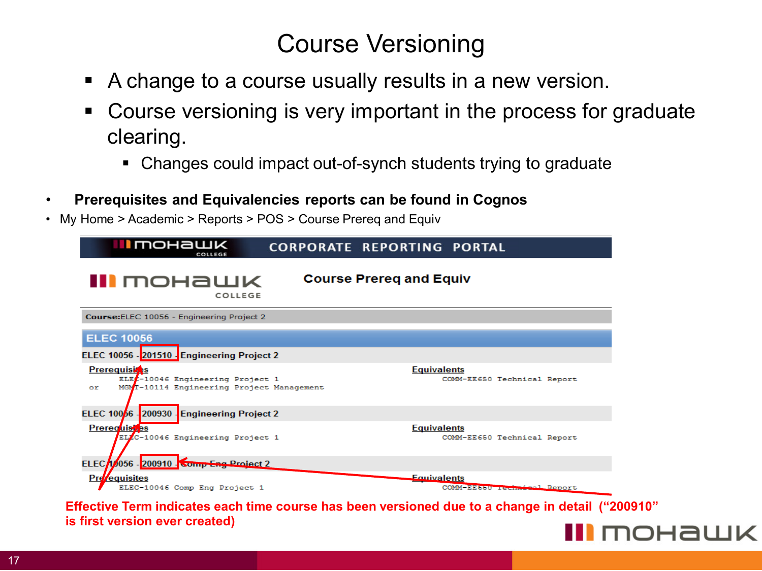# Course Versioning

- A change to a course usually results in a new version.
- Course versioning is very important in the process for graduate clearing.
  - Changes could impact out-of-synch students trying to graduate

- **Prerequisites and Equivalencies reports can be found in Cognos**
- My Home > Academic > Reports > POS > Course Prereq and Equiv

CORPORATE REPORTING PORTAL

**Course Prereq and Equiv**

**Course:**ELEC 10056 - Engineering Project 2

**ELEC 10056**

**ELEC 10056 - 201510 - Engineering Project 2**

**Prerequisites**

```
      ELEC-10046 Engineering Project 1
or    MGMT-10114 Engineering Project Management
```

**Equivalents**

```
      COMM-EE650 Technical Report
```

**ELEC 10056 - 200930 - Engineering Project 2**

**Prerequisites**

```
      ELEC-10046 Engineering Project 1
```

**Equivalents**

```
      COMM-EE650 Technical Report
```

**ELEC 10056 - 200910 - Comp Eng Project 2**

**Prerequisites**

```
      ELEC-10046 Comp Eng Project 1
```

**Equivalents**

```
      COMM-EE650 Technical Report
```

**Effective Term indicates each time course has been versioned due to a change in detail ("200910" is first version ever created)**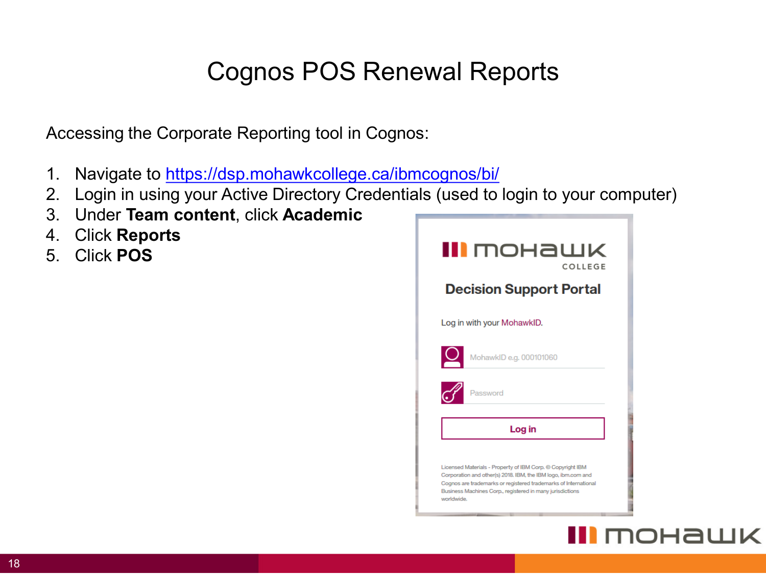# Cognos POS Renewal Reports

Accessing the Corporate Reporting tool in Cognos:

1. Navigate to [https://dsp.mohawkcollege.ca/ibmcognos/bi/](https://dsp.mohawkcollege.ca/ibmcognos/bi/)
2. Login in using your Active Directory Credentials (used to login to your computer)
3. Under **Team content**, click **Academic**
4. Click **Reports**
5. Click **POS**

MOHAWK COLLEGE

**Decision Support Portal**

Log in with your MohawkID.

MohawkID e.g. 000101060

Password

Log in

Licensed Materials - Property of IBM Corp. © Copyright IBM Corporation and other(s) 2018. IBM, the IBM logo, ibm.com and Cognos are trademarks or registered trademarks of International Business Machines Corp., registered in many jurisdictions worldwide.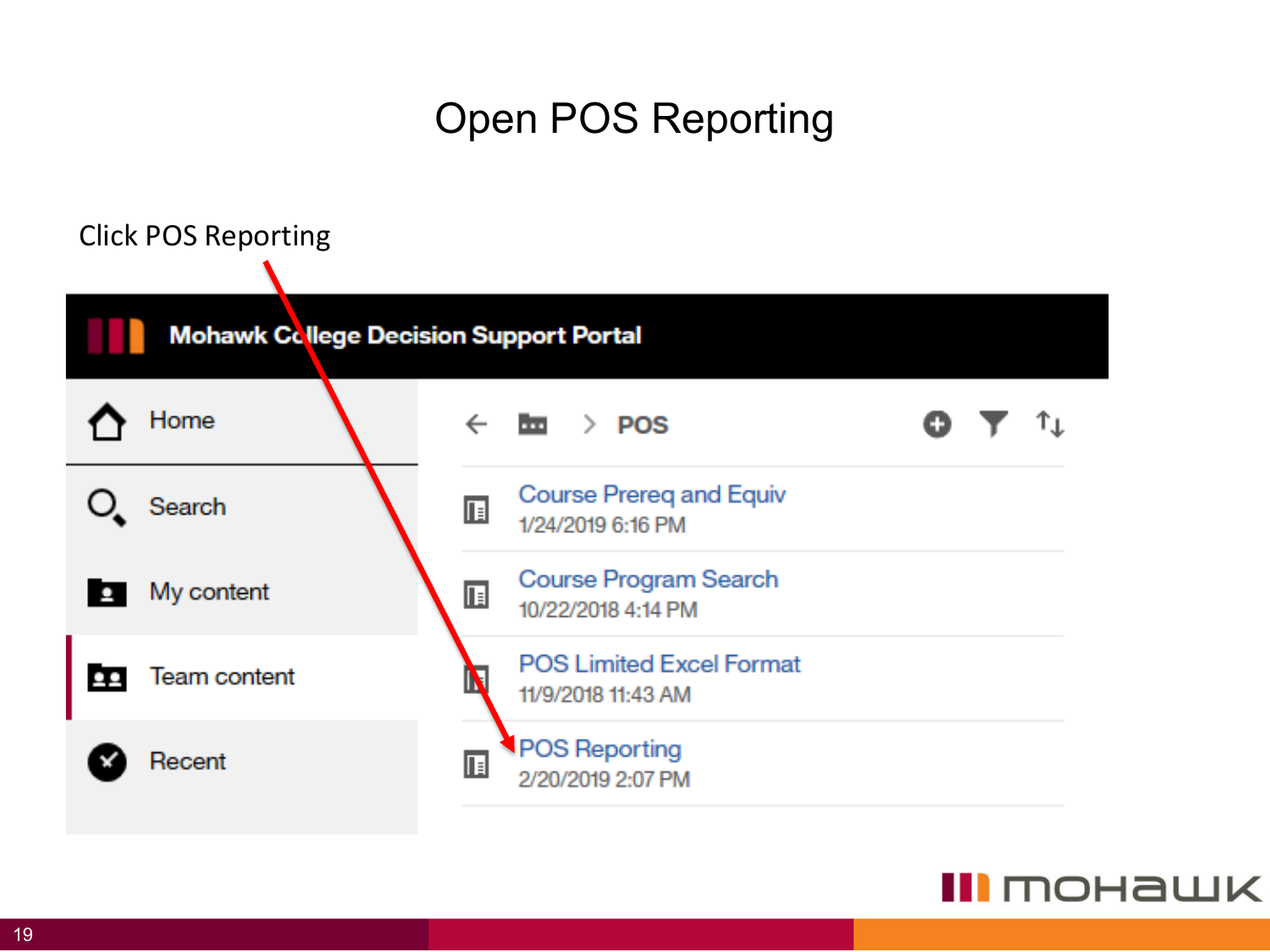# Open POS Reporting

Click POS Reporting

Mohawk College Decision Support Portal

- Home
- Search
- My content
- Team content
- Recent

POS

- Course Prereq and Equiv
  1/24/2019 6:16 PM
- Course Program Search
  10/22/2018 4:14 PM
- POS Limited Excel Format
  11/9/2018 11:43 AM
- POS Reporting
  2/20/2019 2:07 PM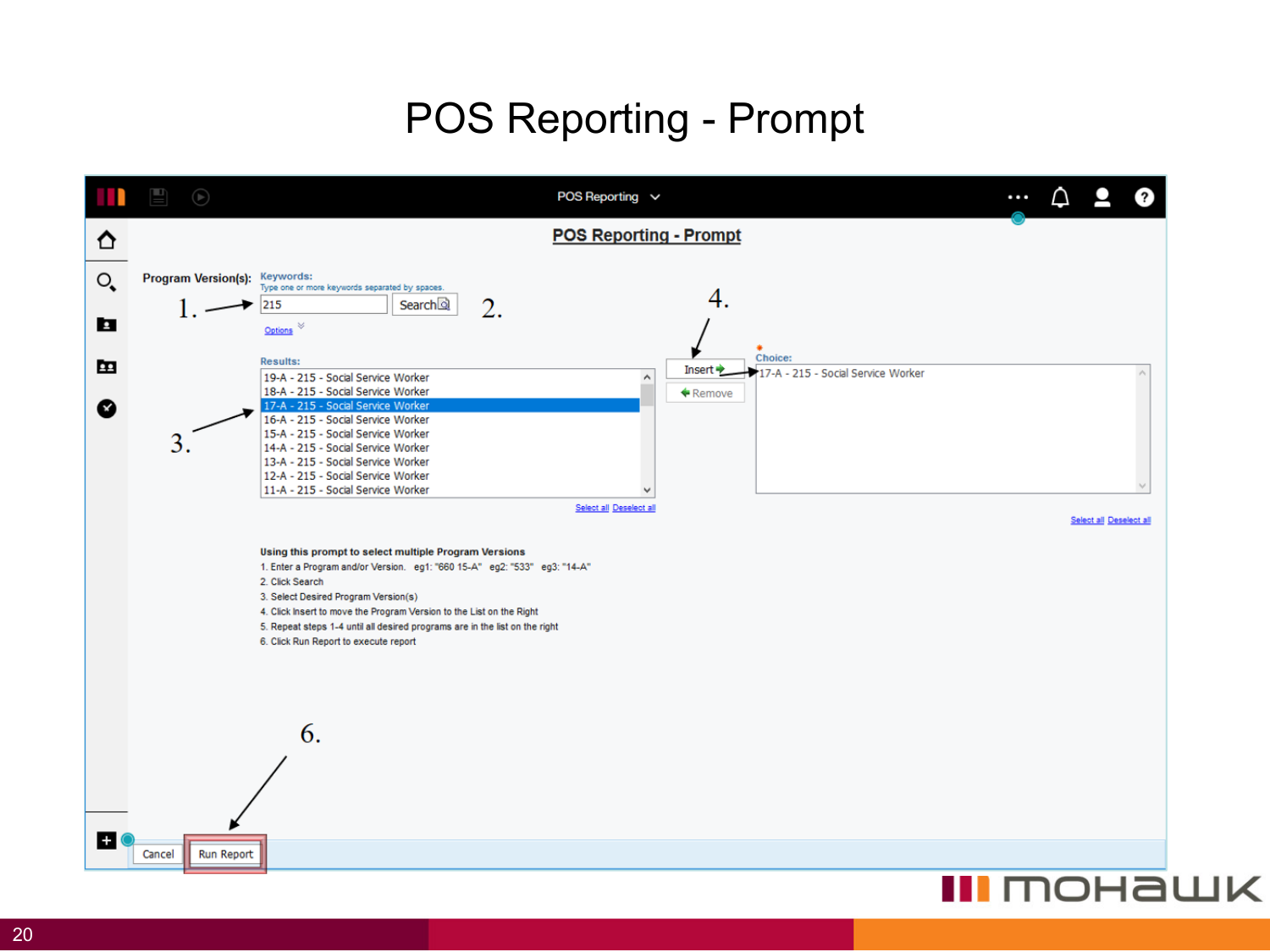# POS Reporting - Prompt

POS Reporting

**POS Reporting - Prompt**

**Program Version(s):** Keywords:
Type one or more keywords separated by spaces.

1. 215 | Search

2.

Options

Results:

- 19-A - 215 - Social Service Worker
- 18-A - 215 - Social Service Worker
- 17-A - 215 - Social Service Worker
- 16-A - 215 - Social Service Worker
- 15-A - 215 - Social Service Worker
- 14-A - 215 - Social Service Worker
- 13-A - 215 - Social Service Worker
- 12-A - 215 - Social Service Worker
- 11-A - 215 - Social Service Worker

3.

Select all Deselect all

4.

Insert

Remove

Choice:

17-A - 215 - Social Service Worker

Select all Deselect all

**Using this prompt to select multiple Program Versions**

1. Enter a Program and/or Version. eg1: "660 15-A" eg2: "533" eg3: "14-A"
2. Click Search
3. Select Desired Program Version(s)
4. Click Insert to move the Program Version to the List on the Right
5. Repeat steps 1-4 until all desired programs are in the list on the right
6. Click Run Report to execute report

6.

Cancel | Run Report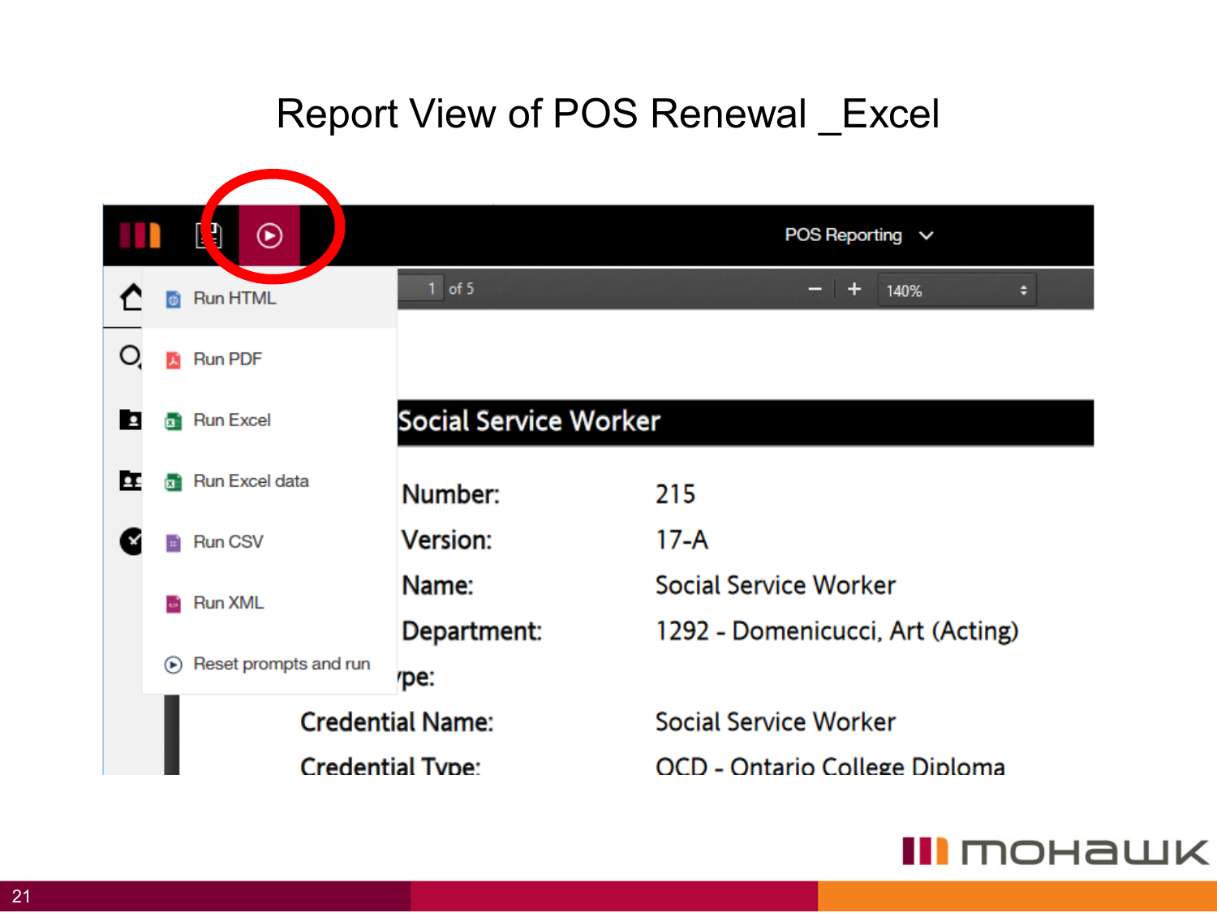# Report View of POS Renewal _Excel

POS Reporting

1 of 5

140%

- Run HTML
- Run PDF
- Run Excel
- Run Excel data
- Run CSV
- Run XML
- Reset prompts and run

**Social Service Worker**

| | |
|---|---|
| **Number:** | 215 |
| **Version:** | 17-A |
| **Name:** | Social Service Worker |
| **Department:** | 1292 - Domenicucci, Art (Acting) |
| **...ype:** | |
| **Credential Name:** | Social Service Worker |
| **Credential Type:** | OCD - Ontario College Diploma |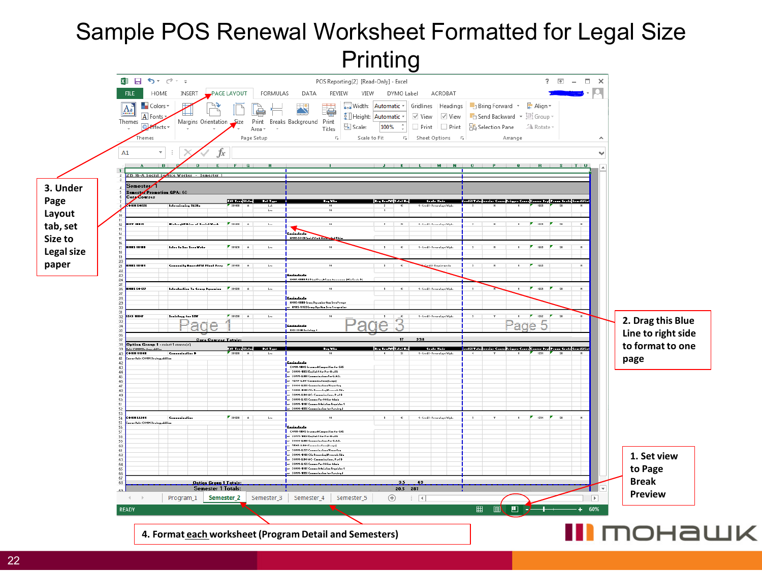# Sample POS Renewal Worksheet Formatted for Legal Size Printing

1. Set view to Page Break Preview

2. Drag this Blue Line to right side to format to one page

3. Under Page Layout tab, set Size to Legal size paper

4. Format each worksheet (Program Detail and Semesters)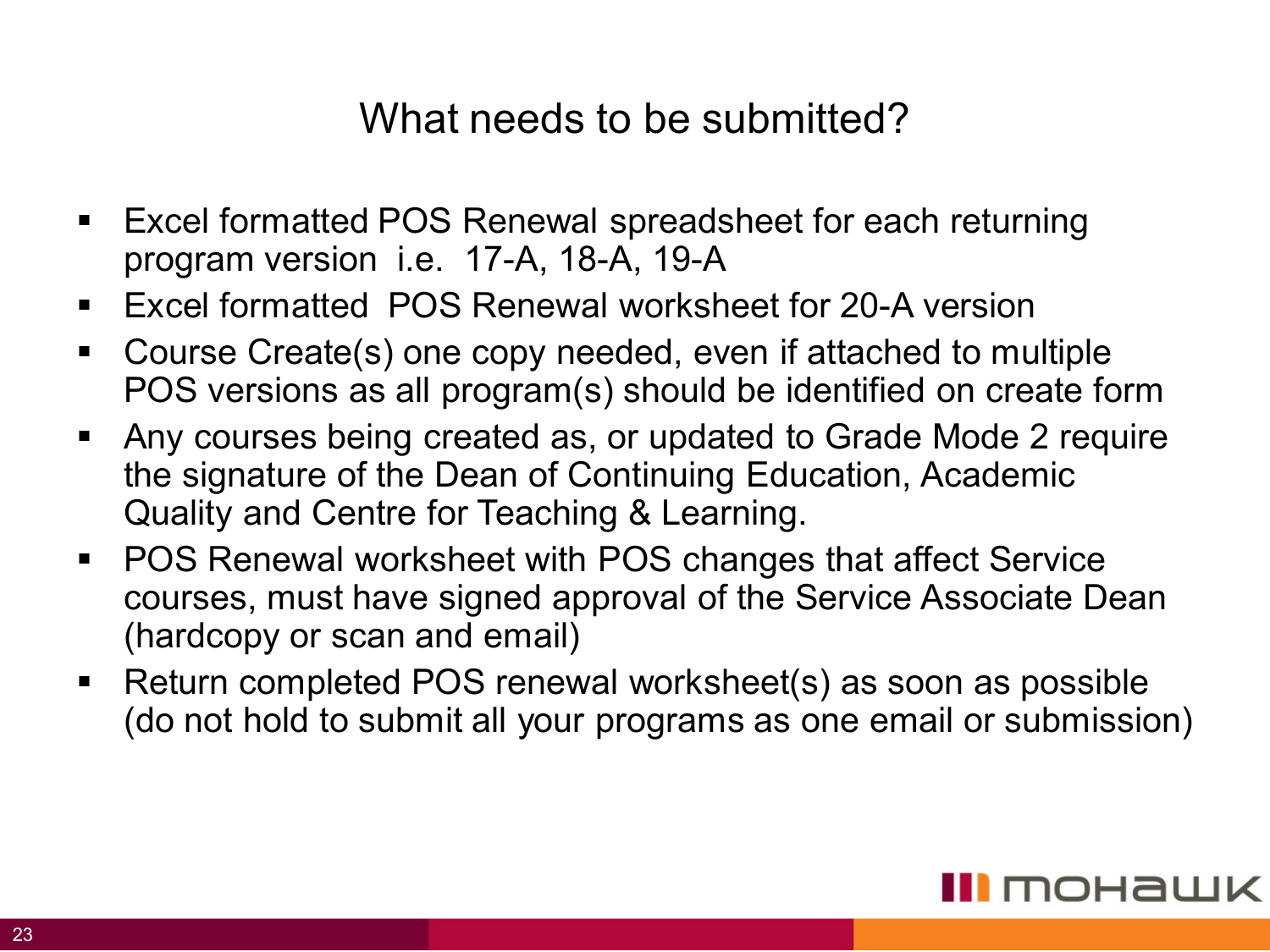## What needs to be submitted?

- Excel formatted POS Renewal spreadsheet for each returning program version i.e. 17-A, 18-A, 19-A
- Excel formatted POS Renewal worksheet for 20-A version
- Course Create(s) one copy needed, even if attached to multiple POS versions as all program(s) should be identified on create form
- Any courses being created as, or updated to Grade Mode 2 require the signature of the Dean of Continuing Education, Academic Quality and Centre for Teaching & Learning.
- POS Renewal worksheet with POS changes that affect Service courses, must have signed approval of the Service Associate Dean (hardcopy or scan and email)
- Return completed POS renewal worksheet(s) as soon as possible (do not hold to submit all your programs as one email or submission)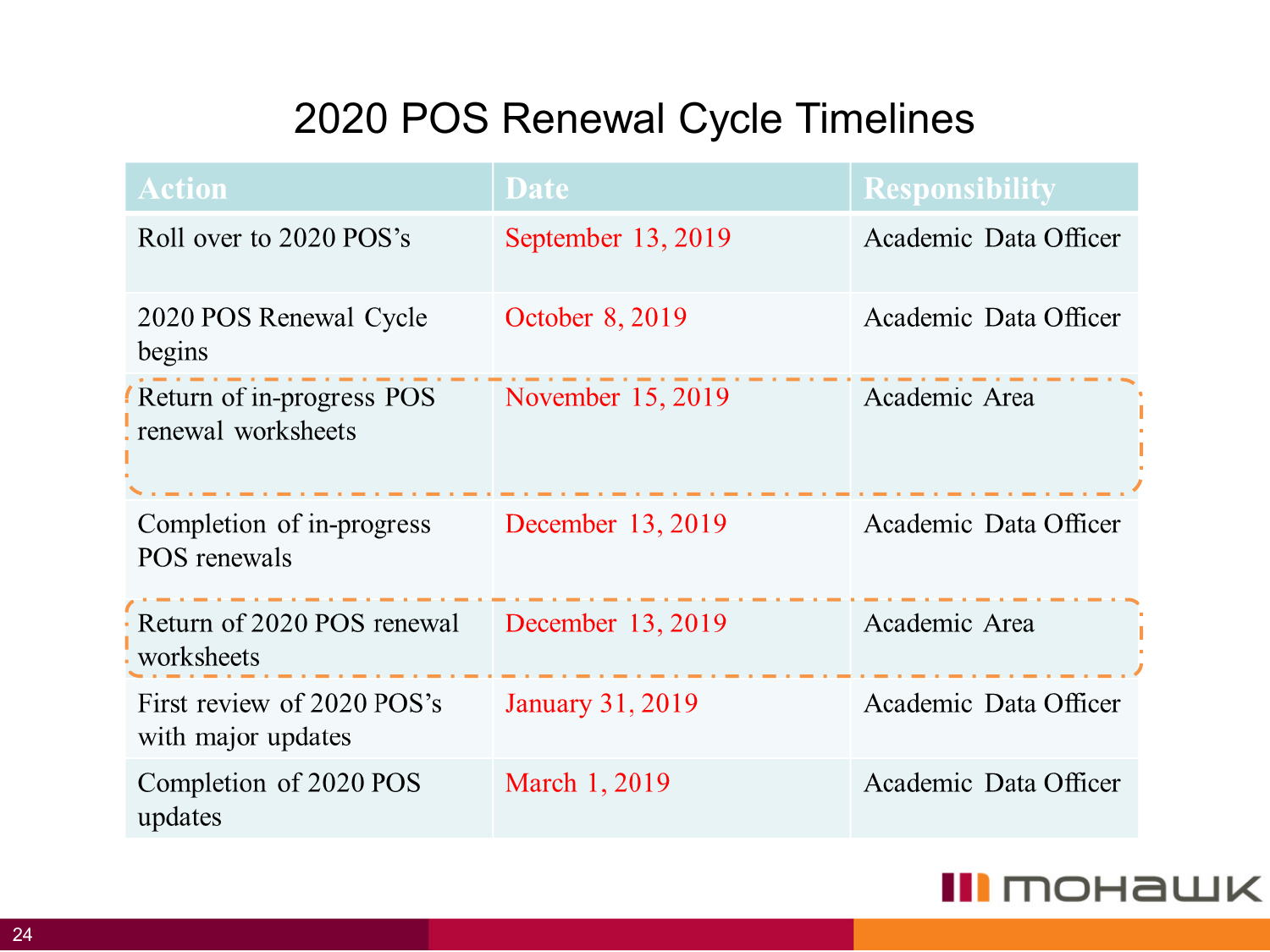# 2020 POS Renewal Cycle Timelines

| Action | Date | Responsibility |
|---|---|---|
| Roll over to 2020 POS's | September 13, 2019 | Academic Data Officer |
| 2020 POS Renewal Cycle begins | October 8, 2019 | Academic Data Officer |
| Return of in-progress POS renewal worksheets | November 15, 2019 | Academic Area |
| Completion of in-progress POS renewals | December 13, 2019 | Academic Data Officer |
| Return of 2020 POS renewal worksheets | December 13, 2019 | Academic Area |
| First review of 2020 POS's with major updates | January 31, 2019 | Academic Data Officer |
| Completion of 2020 POS updates | March 1, 2019 | Academic Data Officer |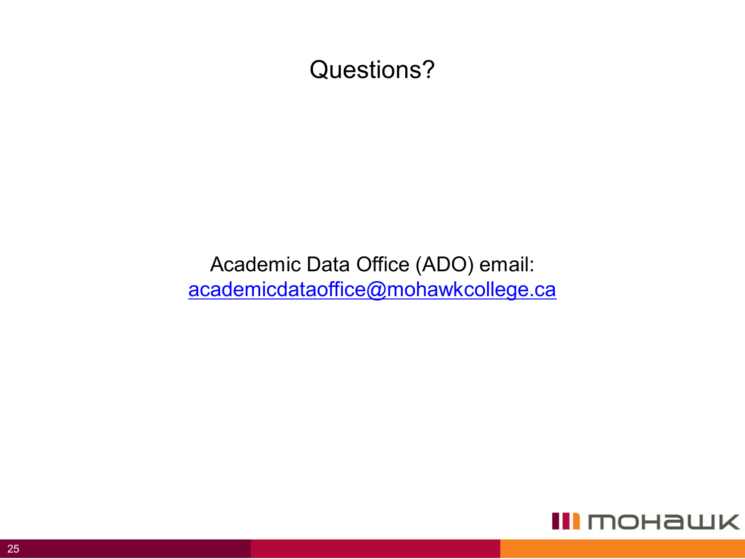# Questions?

Academic Data Office (ADO) email:
[academicdataoffice@mohawkcollege.ca](mailto:academicdataoffice@mohawkcollege.ca)